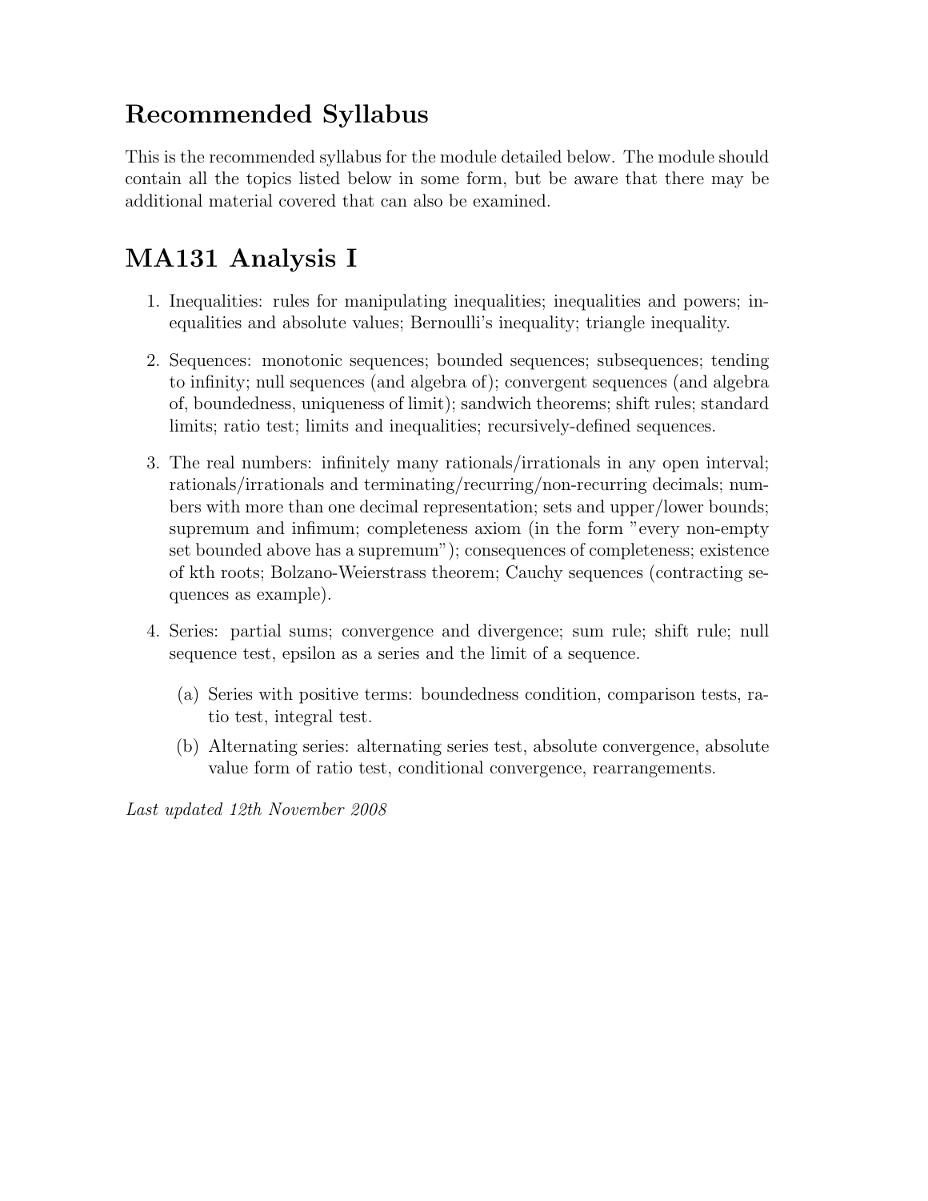## Recommended Syllabus

This is the recommended syllabus for the module detailed below. The module should contain all the topics listed below in some form, but be aware that there may be additional material covered that can also be examined.

## MA131 Analysis I

1. Inequalities: rules for manipulating inequalities; inequalities and powers; inequalities and absolute values; Bernoulli's inequality; triangle inequality.

2. Sequences: monotonic sequences; bounded sequences; subsequences; tending to infinity; null sequences (and algebra of); convergent sequences (and algebra of, boundedness, uniqueness of limit); sandwich theorems; shift rules; standard limits; ratio test; limits and inequalities; recursively-defined sequences.

3. The real numbers: infinitely many rationals/irrationals in any open interval; rationals/irrationals and terminating/recurring/non-recurring decimals; numbers with more than one decimal representation; sets and upper/lower bounds; supremum and infimum; completeness axiom (in the form "every non-empty set bounded above has a supremum"); consequences of completeness; existence of kth roots; Bolzano-Weierstrass theorem; Cauchy sequences (contracting sequences as example).

4. Series: partial sums; convergence and divergence; sum rule; shift rule; null sequence test, epsilon as a series and the limit of a sequence.

   (a) Series with positive terms: boundedness condition, comparison tests, ratio test, integral test.

   (b) Alternating series: alternating series test, absolute convergence, absolute value form of ratio test, conditional convergence, rearrangements.

*Last updated 12th November 2008*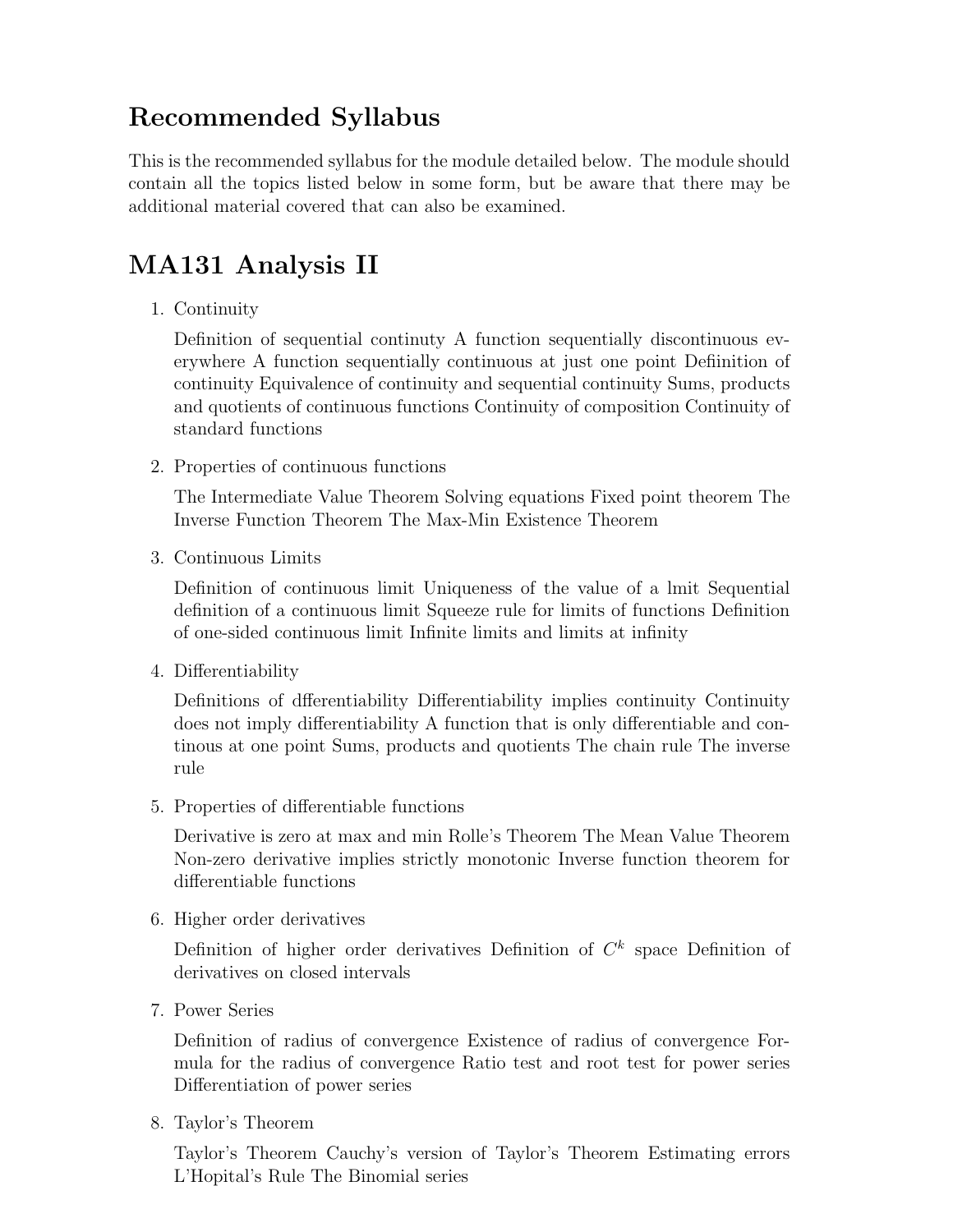## Recommended Syllabus

This is the recommended syllabus for the module detailed below. The module should contain all the topics listed below in some form, but be aware that there may be additional material covered that can also be examined.

## MA131 Analysis II

1. Continuity

   Definition of sequential continuty A function sequentially discontinuous everywhere A function sequentially continuous at just one point Defiinition of continuity Equivalence of continuity and sequential continuity Sums, products and quotients of continuous functions Continuity of composition Continuity of standard functions

2. Properties of continuous functions

   The Intermediate Value Theorem Solving equations Fixed point theorem The Inverse Function Theorem The Max-Min Existence Theorem

3. Continuous Limits

   Definition of continuous limit Uniqueness of the value of a lmit Sequential definition of a continuous limit Squeeze rule for limits of functions Definition of one-sided continuous limit Infinite limits and limits at infinity

4. Differentiability

   Definitions of dfferentiability Differentiability implies continuity Continuity does not imply differentiability A function that is only differentiable and continous at one point Sums, products and quotients The chain rule The inverse rule

5. Properties of differentiable functions

   Derivative is zero at max and min Rolle's Theorem The Mean Value Theorem Non-zero derivative implies strictly monotonic Inverse function theorem for differentiable functions

6. Higher order derivatives

   Definition of higher order derivatives Definition of $C^k$ space Definition of derivatives on closed intervals

7. Power Series

   Definition of radius of convergence Existence of radius of convergence Formula for the radius of convergence Ratio test and root test for power series Differentiation of power series

8. Taylor's Theorem

   Taylor's Theorem Cauchy's version of Taylor's Theorem Estimating errors L'Hopital's Rule The Binomial series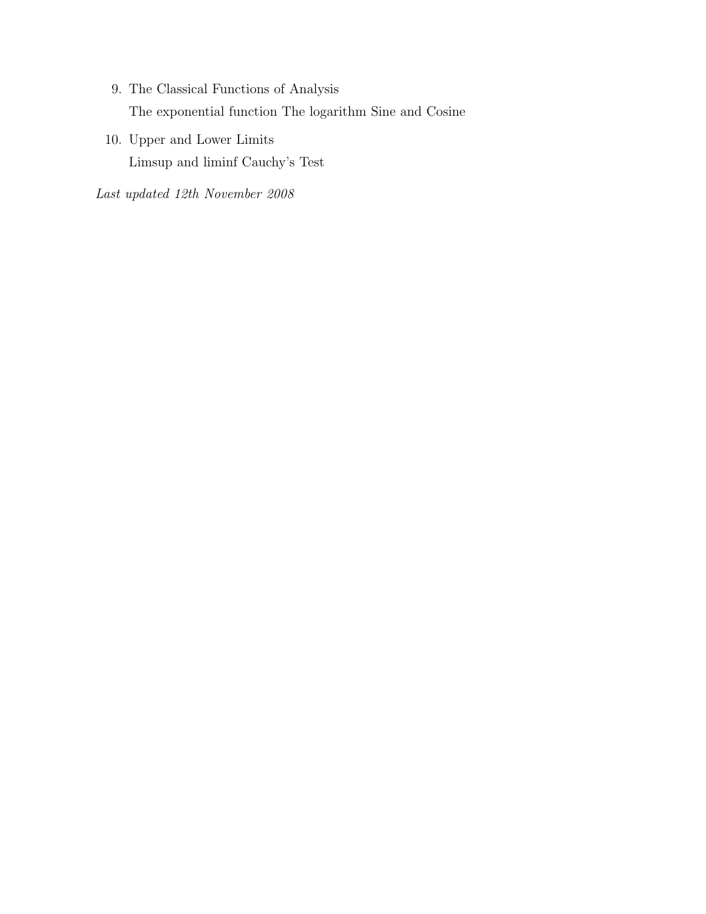9. The Classical Functions of Analysis

   The exponential function The logarithm Sine and Cosine

10. Upper and Lower Limits

    Limsup and liminf Cauchy's Test

*Last updated 12th November 2008*